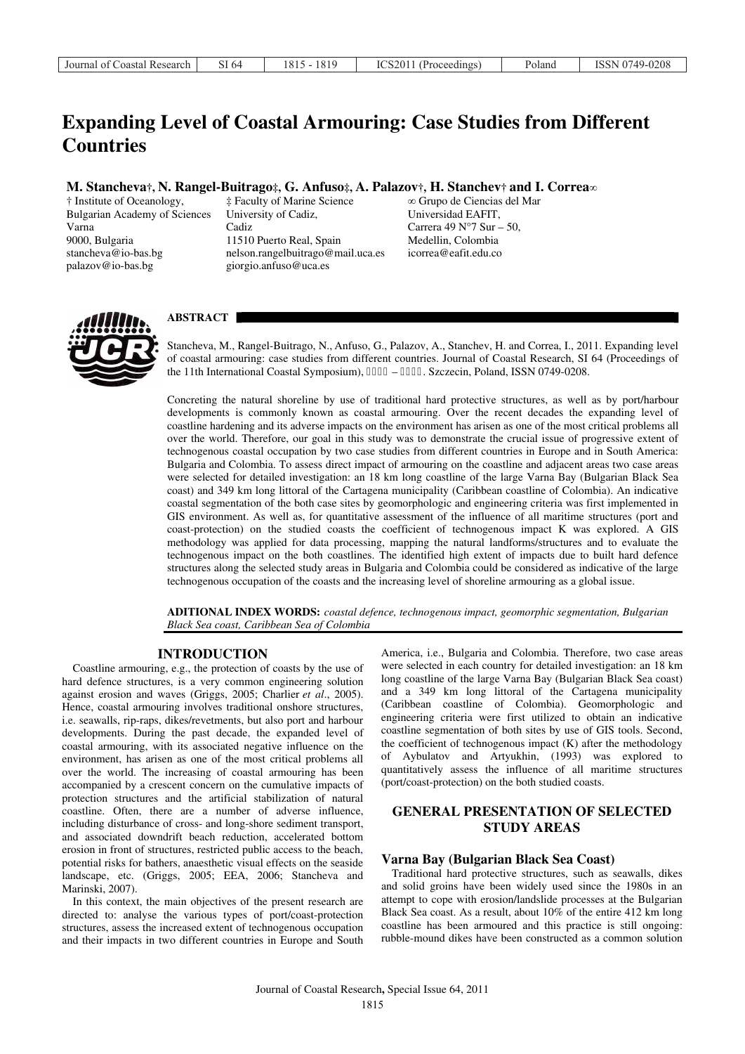# Expanding Level of Coastal Armouring: Case Studies from Different Countries

**M. Stancheva†, N. Rangel-Buitrago‡, G. Anfuso‡, A. Palazov†, H. Stanchev† and I. Correa∞**

† Institute of Oceanology, Bulgarian Academy of Sciences Varna 9000, Bulgaria stancheva@io-bas.bg palazov@io-bas.bg

‡ Faculty of Marine Science University of Cadiz, Cadiz 11510 Puerto Real, Spain nelson.rangelbuitrago@mail.uca.es giorgio.anfuso@uca.es

∞ Grupo de Ciencias del Mar Universidad EAFIT, Carrera 49 N°7 Sur – 50, Medellin, Colombia icorrea@eafit.edu.co

## ABSTRACT

Stancheva, M., Rangel-Buitrago, N., Anfuso, G., Palazov, A., Stanchev, H. and Correa, I., 2011. Expanding level of coastal armouring: case studies from different countries. Journal of Coastal Research, SI 64 (Proceedings of the 11th International Coastal Symposium), – . Szczecin, Poland, ISSN 0749-0208.

Concreting the natural shoreline by use of traditional hard protective structures, as well as by port/harbour developments is commonly known as coastal armouring. Over the recent decades the expanding level of coastline hardening and its adverse impacts on the environment has arisen as one of the most critical problems all over the world. Therefore, our goal in this study was to demonstrate the crucial issue of progressive extent of technogenous coastal occupation by two case studies from different countries in Europe and in South America: Bulgaria and Colombia. To assess direct impact of armouring on the coastline and adjacent areas two case areas were selected for detailed investigation: an 18 km long coastline of the large Varna Bay (Bulgarian Black Sea coast) and 349 km long littoral of the Cartagena municipality (Caribbean coastline of Colombia). An indicative coastal segmentation of the both case sites by geomorphologic and engineering criteria was first implemented in GIS environment. As well as, for quantitative assessment of the influence of all maritime structures (port and coast-protection) on the studied coasts the coefficient of technogenous impact K was explored. A GIS methodology was applied for data processing, mapping the natural landforms/structures and to evaluate the technogenous impact on the both coastlines. The identified high extent of impacts due to built hard defence structures along the selected study areas in Bulgaria and Colombia could be considered as indicative of the large technogenous occupation of the coasts and the increasing level of shoreline armouring as a global issue.

**ADITIONAL INDEX WORDS:** *coastal defence, technogenous impact, geomorphic segmentation, Bulgarian Black Sea coast, Caribbean Sea of Colombia*

## INTRODUCTION

Coastline armouring, e.g., the protection of coasts by the use of hard defence structures, is a very common engineering solution against erosion and waves (Griggs, 2005; Charlier *et al*., 2005). Hence, coastal armouring involves traditional onshore structures, i.e. seawalls, rip-raps, dikes/revetments, but also port and harbour developments. During the past decade, the expanded level of coastal armouring, with its associated negative influence on the environment, has arisen as one of the most critical problems all over the world. The increasing of coastal armouring has been accompanied by a crescent concern on the cumulative impacts of protection structures and the artificial stabilization of natural coastline. Often, there are a number of adverse influence, including disturbance of cross- and long-shore sediment transport, and associated downdrift beach reduction, accelerated bottom erosion in front of structures, restricted public access to the beach, potential risks for bathers, anaesthetic visual effects on the seaside landscape, etc. (Griggs, 2005; EEA, 2006; Stancheva and Marinski, 2007).

In this context, the main objectives of the present research are directed to: analyse the various types of port/coast-protection structures, assess the increased extent of technogenous occupation and their impacts in two different countries in Europe and South America, i.e., Bulgaria and Colombia. Therefore, two case areas were selected in each country for detailed investigation: an 18 km long coastline of the large Varna Bay (Bulgarian Black Sea coast) and a 349 km long littoral of the Cartagena municipality (Caribbean coastline of Colombia). Geomorphologic and engineering criteria were first utilized to obtain an indicative coastline segmentation of both sites by use of GIS tools. Second, the coefficient of technogenous impact (K) after the methodology of Aybulatov and Artyukhin, (1993) was explored to quantitatively assess the influence of all maritime structures (port/coast-protection) on the both studied coasts.

## GENERAL PRESENTATION OF SELECTED STUDY AREAS

### Varna Bay (Bulgarian Black Sea Coast)

Traditional hard protective structures, such as seawalls, dikes and solid groins have been widely used since the 1980s in an attempt to cope with erosion/landslide processes at the Bulgarian Black Sea coast. As a result, about 10% of the entire 412 km long coastline has been armoured and this practice is still ongoing: rubble-mound dikes have been constructed as a common solution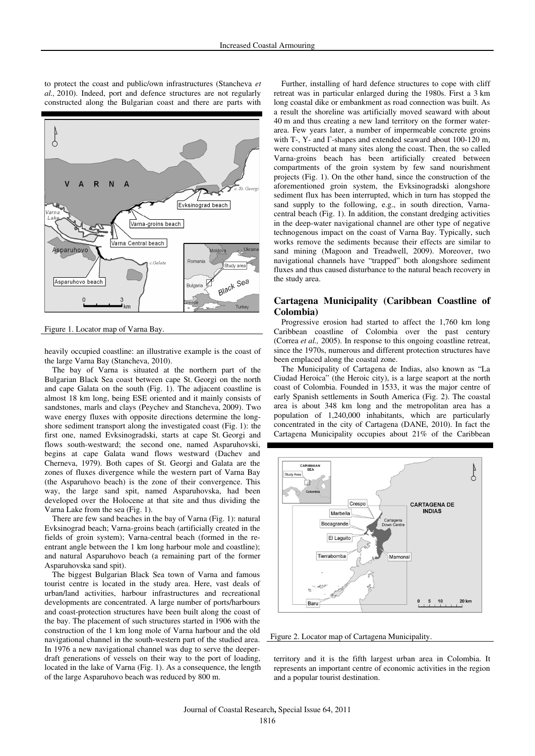to protect the coast and public/own infrastructures (Stancheva *et al.,* 2010). Indeed, port and defence structures are not regularly constructed along the Bulgarian coast and there are parts with heavily occupied coastline: an illustrative example is the coast of the large Varna Bay (Stancheva, 2010).

Figure 1. Locator map of Varna Bay.

The bay of Varna is situated at the northern part of the Bulgarian Black Sea coast between cape St. Georgi on the north and cape Galata on the south (Fig. 1). The adjacent coastline is almost 18 km long, being ESE oriented and it mainly consists of sandstones, marls and clays (Peychev and Stancheva, 2009). Two wave energy fluxes with opposite directions determine the long-shore sediment transport along the investigated coast (Fig. 1): the first one, named Evksinogradski, starts at cape St. Georgi and flows south-westward; the second one, named Asparuhovski, begins at cape Galata wand flows westward (Dachev and Cherneva, 1979). Both capes of St. Georgi and Galata are the zones of fluxes divergence while the western part of Varna Bay (the Asparuhovo beach) is the zone of their convergence. This way, the large sand spit, named Asparuhovska, had been developed over the Holocene at that site and thus dividing the Varna Lake from the sea (Fig. 1).

There are few sand beaches in the bay of Varna (Fig. 1): natural Evksinograd beach; Varna-groins beach (artificially created in the fields of groin system); Varna-central beach (formed in the re-entrant angle between the 1 km long harbour mole and coastline); and natural Asparuhovo beach (a remaining part of the former Asparuhovska sand spit).

The biggest Bulgarian Black Sea town of Varna and famous tourist centre is located in the study area. Here, vast deals of urban/land activities, harbour infrastructures and recreational developments are concentrated. A large number of ports/harbours and coast-protection structures have been built along the coast of the bay. The placement of such structures started in 1906 with the construction of the 1 km long mole of Varna harbour and the old navigational channel in the south-western part of the studied area. In 1976 a new navigational channel was dug to serve the deeper-draft generations of vessels on their way to the port of loading, located in the lake of Varna (Fig. 1). As a consequence, the length of the large Asparuhovo beach was reduced by 800 m.

Further, installing of hard defence structures to cope with cliff retreat was in particular enlarged during the 1980s. First a 3 km long coastal dike or embankment as road connection was built. As a result the shoreline was artificially moved seaward with about 40 m and thus creating a new land territory on the former water-area. Few years later, a number of impermeable concrete groins with T-, Y- and Γ-shapes and extended seaward about 100-120 m, were constructed at many sites along the coast. Then, the so called Varna-groins beach has been artificially created between compartments of the groin system by few sand nourishment projects (Fig. 1). On the other hand, since the construction of the aforementioned groin system, the Evksinogradski alongshore sediment flux has been interrupted, which in turn has stopped the sand supply to the following, e.g., in south direction, Varna-central beach (Fig. 1). In addition, the constant dredging activities in the deep-water navigational channel are other type of negative technogenous impact on the coast of Varna Bay. Typically, such works remove the sediments because their effects are similar to sand mining (Magoon and Treadwell, 2009). Moreover, two navigational channels have "trapped" both alongshore sediment fluxes and thus caused disturbance to the natural beach recovery in the study area.

## Cartagena Municipality (Caribbean Coastline of Colombia)

Progressive erosion had started to affect the 1,760 km long Caribbean coastline of Colombia over the past century (Correa *et al.,* 2005). In response to this ongoing coastline retreat, since the 1970s, numerous and different protection structures have been emplaced along the coastal zone.

The Municipality of Cartagena de Indias, also known as "La Ciudad Heroica" (the Heroic city), is a large seaport at the north coast of Colombia. Founded in 1533, it was the major centre of early Spanish settlements in South America (Fig. 2). The coastal area is about 348 km long and the metropolitan area has a population of 1,240,000 inhabitants, which are particularly concentrated in the city of Cartagena (DANE, 2010). In fact the Cartagena Municipality occupies about 21% of the Caribbean territory and it is the fifth largest urban area in Colombia. It represents an important centre of economic activities in the region and a popular tourist destination.

Figure 2. Locator map of Cartagena Municipality.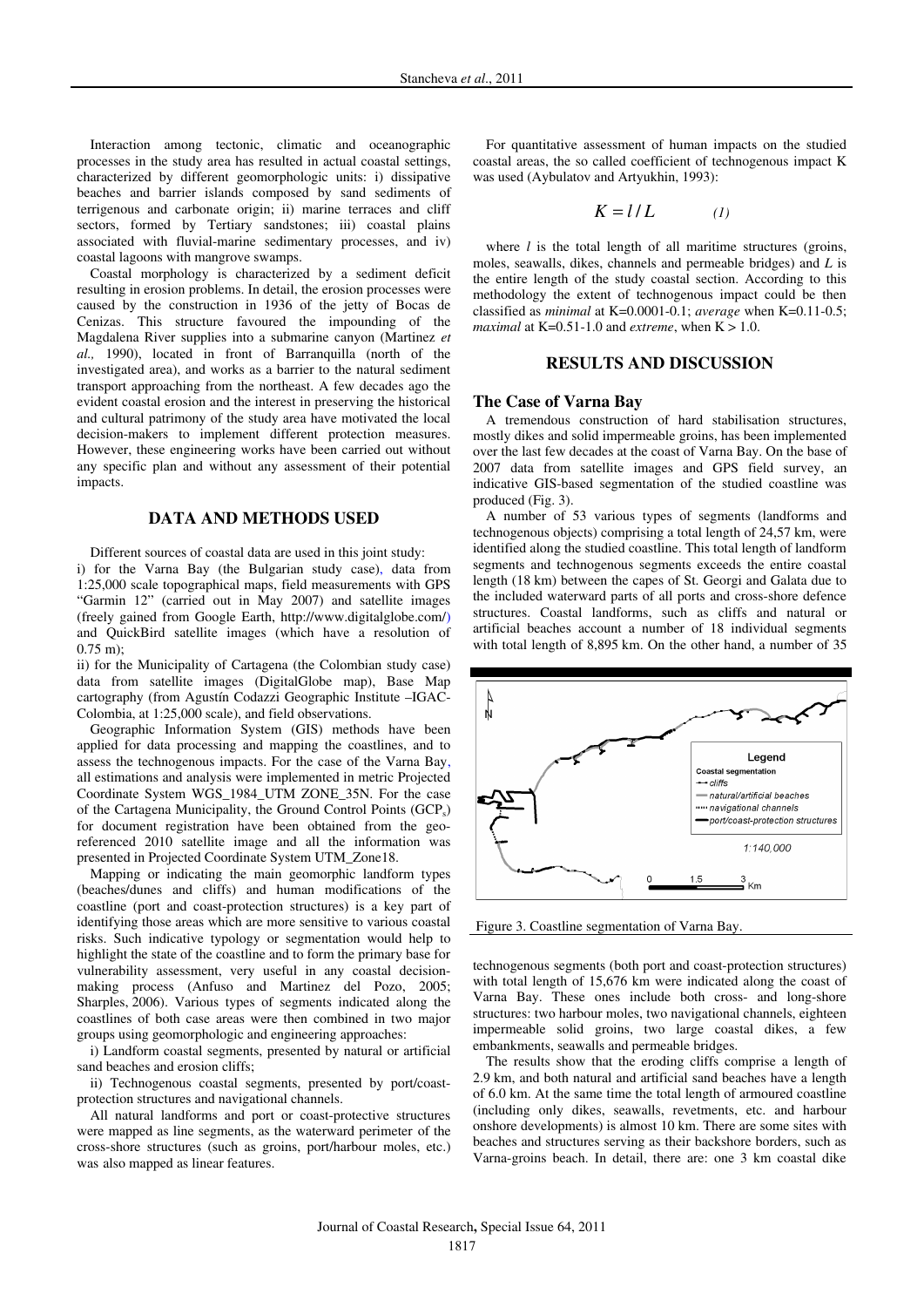Interaction among tectonic, climatic and oceanographic processes in the study area has resulted in actual coastal settings, characterized by different geomorphologic units: i) dissipative beaches and barrier islands composed by sand sediments of terrigenous and carbonate origin; ii) marine terraces and cliff sectors, formed by Tertiary sandstones; iii) coastal plains associated with fluvial-marine sedimentary processes, and iv) coastal lagoons with mangrove swamps.

Coastal morphology is characterized by a sediment deficit resulting in erosion problems. In detail, the erosion processes were caused by the construction in 1936 of the jetty of Bocas de Cenizas. This structure favoured the impounding of the Magdalena River supplies into a submarine canyon (Martinez *et al.,* 1990), located in front of Barranquilla (north of the investigated area), and works as a barrier to the natural sediment transport approaching from the northeast. A few decades ago the evident coastal erosion and the interest in preserving the historical and cultural patrimony of the study area have motivated the local decision-makers to implement different protection measures. However, these engineering works have been carried out without any specific plan and without any assessment of their potential impacts.

## DATA AND METHODS USED

Different sources of coastal data are used in this joint study:

i) for the Varna Bay (the Bulgarian study case), data from 1:25,000 scale topographical maps, field measurements with GPS "Garmin 12" (carried out in May 2007) and satellite images (freely gained from Google Earth, http://www.digitalglobe.com/) and QuickBird satellite images (which have a resolution of 0.75 m);

ii) for the Municipality of Cartagena (the Colombian study case) data from satellite images (DigitalGlobe map), Base Map cartography (from Agustín Codazzi Geographic Institute –IGAC-Colombia, at 1:25,000 scale), and field observations.

Geographic Information System (GIS) methods have been applied for data processing and mapping the coastlines, and to assess the technogenous impacts. For the case of the Varna Bay, all estimations and analysis were implemented in metric Projected Coordinate System WGS_1984_UTM ZONE_35N. For the case of the Cartagena Municipality, the Ground Control Points ($GCP_s$) for document registration have been obtained from the geo-referenced 2010 satellite image and all the information was presented in Projected Coordinate System UTM_Zone18.

Mapping or indicating the main geomorphic landform types (beaches/dunes and cliffs) and human modifications of the coastline (port and coast-protection structures) is a key part of identifying those areas which are more sensitive to various coastal risks. Such indicative typology or segmentation would help to highlight the state of the coastline and to form the primary base for vulnerability assessment, very useful in any coastal decision-making process (Anfuso and Martinez del Pozo, 2005; Sharples, 2006). Various types of segments indicated along the coastlines of both case areas were then combined in two major groups using geomorphologic and engineering approaches:

i) Landform coastal segments, presented by natural or artificial sand beaches and erosion cliffs;

ii) Technogenous coastal segments, presented by port/coast-protection structures and navigational channels.

All natural landforms and port or coast-protective structures were mapped as line segments, as the waterward perimeter of the cross-shore structures (such as groins, port/harbour moles, etc.) was also mapped as linear features.

For quantitative assessment of human impacts on the studied coastal areas, the so called coefficient of technogenous impact K was used (Aybulatov and Artyukhin, 1993):

$$K = l / L \qquad (1)$$

where $l$ is the total length of all maritime structures (groins, moles, seawalls, dikes, channels and permeable bridges) and $L$ is the entire length of the study coastal section. According to this methodology the extent of technogenous impact could be then classified as *minimal* at K=0.0001-0.1; *average* when K=0.11-0.5; *maximal* at K=0.51-1.0 and *extreme*, when K > 1.0.

## RESULTS AND DISCUSSION

### The Case of Varna Bay

A tremendous construction of hard stabilisation structures, mostly dikes and solid impermeable groins, has been implemented over the last few decades at the coast of Varna Bay. On the base of 2007 data from satellite images and GPS field survey, an indicative GIS-based segmentation of the studied coastline was produced (Fig. 3).

A number of 53 various types of segments (landforms and technogenous objects) comprising a total length of 24,57 km, were identified along the studied coastline. This total length of landform segments and technogenous segments exceeds the entire coastal length (18 km) between the capes of St. Georgi and Galata due to the included waterward parts of all ports and cross-shore defence structures. Coastal landforms, such as cliffs and natural or artificial beaches account a number of 18 individual segments with total length of 8,895 km. On the other hand, a number of 35 technogenous segments (both port and coast-protection structures) with total length of 15,676 km were indicated along the coast of Varna Bay. These ones include both cross- and long-shore structures: two harbour moles, two navigational channels, eighteen impermeable solid groins, two large coastal dikes, a few embankments, seawalls and permeable bridges.

Figure 3. Coastline segmentation of Varna Bay.

The results show that the eroding cliffs comprise a length of 2.9 km, and both natural and artificial sand beaches have a length of 6.0 km. At the same time the total length of armoured coastline (including only dikes, seawalls, revetments, etc. and harbour onshore developments) is almost 10 km. There are some sites with beaches and structures serving as their backshore borders, such as Varna-groins beach. In detail, there are: one 3 km coastal dike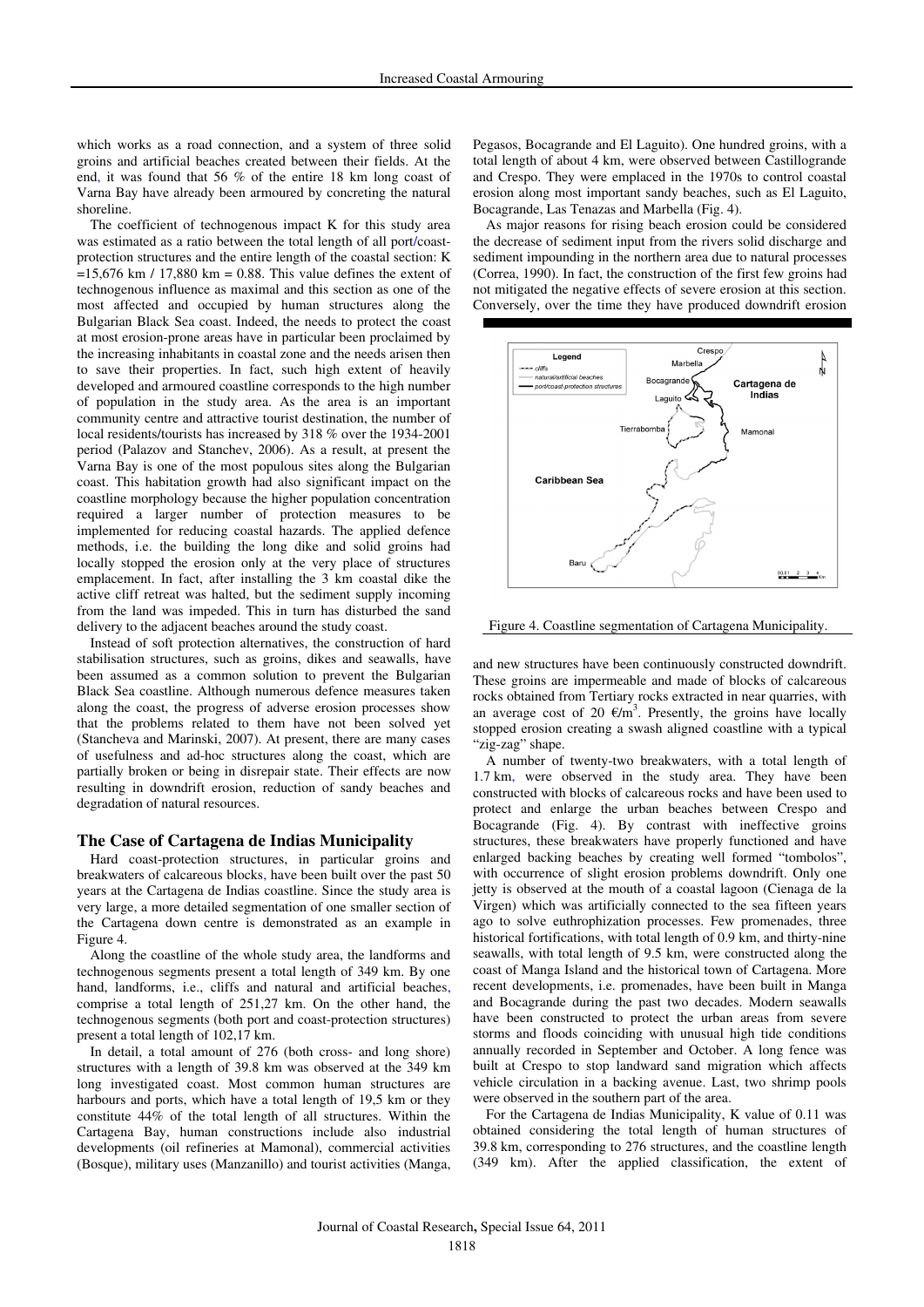which works as a road connection, and a system of three solid groins and artificial beaches created between their fields. At the end, it was found that 56 % of the entire 18 km long coast of Varna Bay have already been armoured by concreting the natural shoreline.

The coefficient of technogenous impact K for this study area was estimated as a ratio between the total length of all port/coast-protection structures and the entire length of the coastal section: K =15,676 km / 17,880 km = 0.88. This value defines the extent of technogenous influence as maximal and this section as one of the most affected and occupied by human structures along the Bulgarian Black Sea coast. Indeed, the needs to protect the coast at most erosion-prone areas have in particular been proclaimed by the increasing inhabitants in coastal zone and the needs arisen then to save their properties. In fact, such high extent of heavily developed and armoured coastline corresponds to the high number of population in the study area. As the area is an important community centre and attractive tourist destination, the number of local residents/tourists has increased by 318 % over the 1934-2001 period (Palazov and Stanchev, 2006). As a result, at present the Varna Bay is one of the most populous sites along the Bulgarian coast. This habitation growth had also significant impact on the coastline morphology because the higher population concentration required a larger number of protection measures to be implemented for reducing coastal hazards. The applied defence methods, i.e. the building the long dike and solid groins had locally stopped the erosion only at the very place of structures emplacement. In fact, after installing the 3 km coastal dike the active cliff retreat was halted, but the sediment supply incoming from the land was impeded. This in turn has disturbed the sand delivery to the adjacent beaches around the study coast.

Instead of soft protection alternatives, the construction of hard stabilisation structures, such as groins, dikes and seawalls, have been assumed as a common solution to prevent the Bulgarian Black Sea coastline. Although numerous defence measures taken along the coast, the progress of adverse erosion processes show that the problems related to them have not been solved yet (Stancheva and Marinski, 2007). At present, there are many cases of usefulness and ad-hoc structures along the coast, which are partially broken or being in disrepair state. Their effects are now resulting in downdrift erosion, reduction of sandy beaches and degradation of natural resources.

## The Case of Cartagena de Indias Municipality

Hard coast-protection structures, in particular groins and breakwaters of calcareous blocks, have been built over the past 50 years at the Cartagena de Indias coastline. Since the study area is very large, a more detailed segmentation of one smaller section of the Cartagena down centre is demonstrated as an example in Figure 4.

Along the coastline of the whole study area, the landforms and technogenous segments present a total length of 349 km. By one hand, landforms, i.e., cliffs and natural and artificial beaches, comprise a total length of 251,27 km. On the other hand, the technogenous segments (both port and coast-protection structures) present a total length of 102,17 km.

In detail, a total amount of 276 (both cross- and long shore) structures with a length of 39.8 km was observed at the 349 km long investigated coast. Most common human structures are harbours and ports, which have a total length of 19,5 km or they constitute 44% of the total length of all structures. Within the Cartagena Bay, human constructions include also industrial developments (oil refineries at Mamonal), commercial activities (Bosque), military uses (Manzanillo) and tourist activities (Manga, Pegasos, Bocagrande and El Laguito). One hundred groins, with a total length of about 4 km, were observed between Castillogrande and Crespo. They were emplaced in the 1970s to control coastal erosion along most important sandy beaches, such as El Laguito, Bocagrande, Las Tenazas and Marbella (Fig. 4).

As major reasons for rising beach erosion could be considered the decrease of sediment input from the rivers solid discharge and sediment impounding in the northern area due to natural processes (Correa, 1990). In fact, the construction of the first few groins had not mitigated the negative effects of severe erosion at this section. Conversely, over the time they have produced downdrift erosion and new structures have been continuously constructed downdrift. These groins are impermeable and made of blocks of calcareous rocks obtained from Tertiary rocks extracted in near quarries, with an average cost of 20 €/m$^3$. Presently, the groins have locally stopped erosion creating a swash aligned coastline with a typical "zig-zag" shape.

Figure 4. Coastline segmentation of Cartagena Municipality.

A number of twenty-two breakwaters, with a total length of 1.7 km, were observed in the study area. They have been constructed with blocks of calcareous rocks and have been used to protect and enlarge the urban beaches between Crespo and Bocagrande (Fig. 4). By contrast with ineffective groins structures, these breakwaters have properly functioned and have enlarged backing beaches by creating well formed "tombolos", with occurrence of slight erosion problems downdrift. Only one jetty is observed at the mouth of a coastal lagoon (Cienaga de la Virgen) which was artificially connected to the sea fifteen years ago to solve euthrophization processes. Few promenades, three historical fortifications, with total length of 0.9 km, and thirty-nine seawalls, with total length of 9.5 km, were constructed along the coast of Manga Island and the historical town of Cartagena. More recent developments, i.e. promenades, have been built in Manga and Bocagrande during the past two decades. Modern seawalls have been constructed to protect the urban areas from severe storms and floods coinciding with unusual high tide conditions annually recorded in September and October. A long fence was built at Crespo to stop landward sand migration which affects vehicle circulation in a backing avenue. Last, two shrimp pools were observed in the southern part of the area.

For the Cartagena de Indias Municipality, K value of 0.11 was obtained considering the total length of human structures of 39.8 km, corresponding to 276 structures, and the coastline length (349 km). After the applied classification, the extent of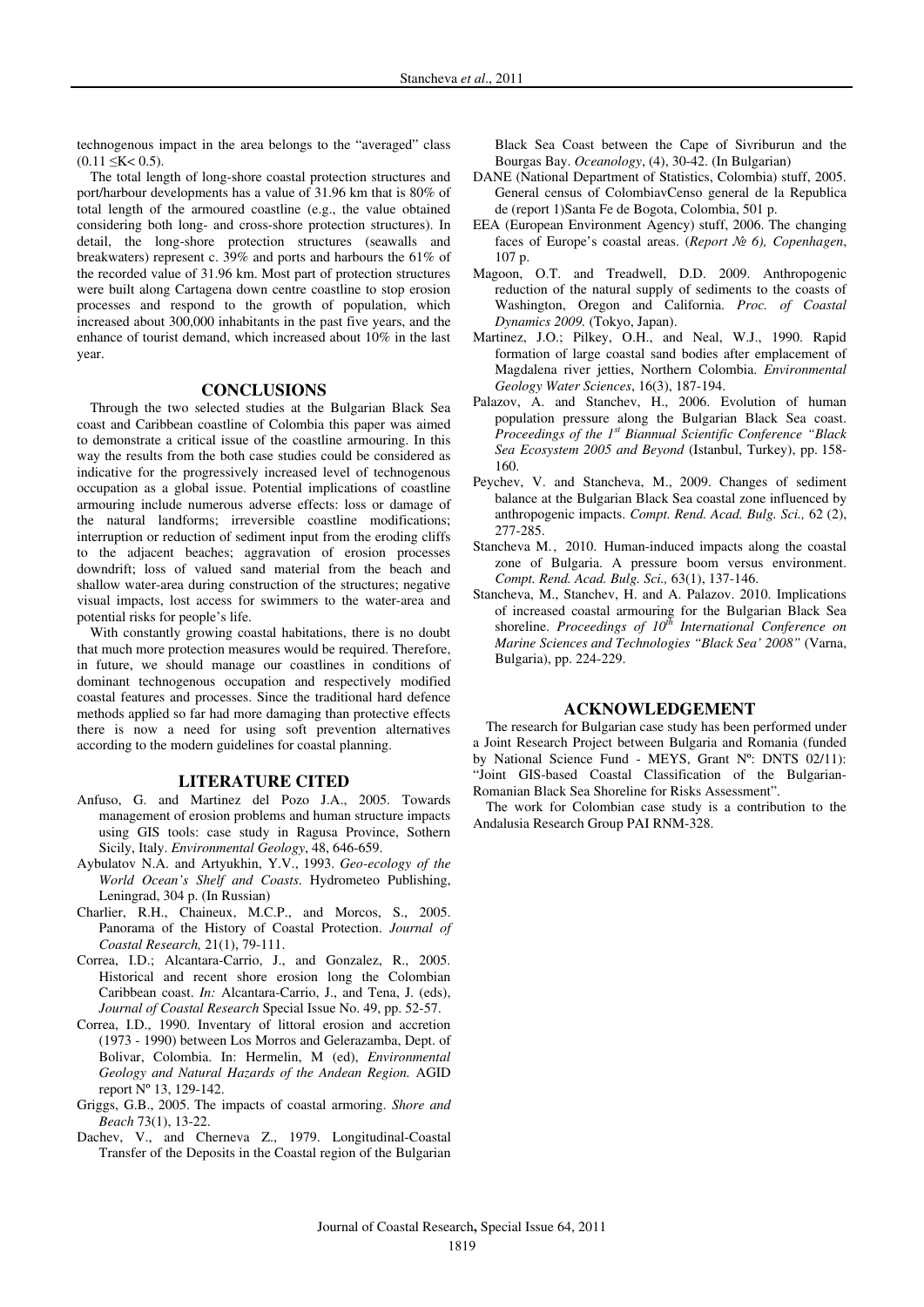technogenous impact in the area belongs to the "averaged" class ($0.11 \leq K < 0.5$).

The total length of long-shore coastal protection structures and port/harbour developments has a value of 31.96 km that is 80% of total length of the armoured coastline (e.g., the value obtained considering both long- and cross-shore protection structures). In detail, the long-shore protection structures (seawalls and breakwaters) represent c. 39% and ports and harbours the 61% of the recorded value of 31.96 km. Most part of protection structures were built along Cartagena down centre coastline to stop erosion processes and respond to the growth of population, which increased about 300,000 inhabitants in the past five years, and the enhance of tourist demand, which increased about 10% in the last year.

## CONCLUSIONS

Through the two selected studies at the Bulgarian Black Sea coast and Caribbean coastline of Colombia this paper was aimed to demonstrate a critical issue of the coastline armouring. In this way the results from the both case studies could be considered as indicative for the progressively increased level of technogenous occupation as a global issue. Potential implications of coastline armouring include numerous adverse effects: loss or damage of the natural landforms; irreversible coastline modifications; interruption or reduction of sediment input from the eroding cliffs to the adjacent beaches; aggravation of erosion processes downdrift; loss of valued sand material from the beach and shallow water-area during construction of the structures; negative visual impacts, lost access for swimmers to the water-area and potential risks for people's life.

With constantly growing coastal habitations, there is no doubt that much more protection measures would be required. Therefore, in future, we should manage our coastlines in conditions of dominant technogenous occupation and respectively modified coastal features and processes. Since the traditional hard defence methods applied so far had more damaging than protective effects there is now a need for using soft prevention alternatives according to the modern guidelines for coastal planning.

## LITERATURE CITED

Anfuso, G. and Martinez del Pozo J.A., 2005. Towards management of erosion problems and human structure impacts using GIS tools: case study in Ragusa Province, Sothern Sicily, Italy. *Environmental Geology*, 48, 646-659.

Aybulatov N.A. and Artyukhin, Y.V., 1993. *Geo-ecology of the World Ocean's Shelf and Coasts.* Hydrometeo Publishing, Leningrad, 304 p. (In Russian)

Charlier, R.H., Chaineux, M.C.P., and Morcos, S., 2005. Panorama of the History of Coastal Protection. *Journal of Coastal Research,* 21(1), 79-111.

Correa, I.D.; Alcantara-Carrio, J., and Gonzalez, R., 2005. Historical and recent shore erosion long the Colombian Caribbean coast. *In:* Alcantara-Carrio, J., and Tena, J. (eds), *Journal of Coastal Research* Special Issue No. 49, pp. 52-57.

Correa, I.D., 1990. Inventary of littoral erosion and accretion (1973 - 1990) between Los Morros and Gelerazamba, Dept. of Bolivar, Colombia. In: Hermelin, M (ed), *Environmental Geology and Natural Hazards of the Andean Region.* AGID report Nº 13, 129-142.

Griggs, G.B., 2005. The impacts of coastal armoring. *Shore and Beach* 73(1), 13-22.

Dachev, V., and Cherneva Z., 1979. Longitudinal-Coastal Transfer of the Deposits in the Coastal region of the Bulgarian Black Sea Coast between the Cape of Sivriburun and the Bourgas Bay. *Oceanology*, (4), 30-42. (In Bulgarian)

DANE (National Department of Statistics, Colombia) stuff, 2005. General census of ColombiavCenso general de la Republica de (report 1)Santa Fe de Bogota, Colombia, 501 p.

EEA (European Environment Agency) stuff, 2006. The changing faces of Europe's coastal areas. (*Report № 6), Copenhagen*, 107 p.

Magoon, O.T. and Treadwell, D.D. 2009. Anthropogenic reduction of the natural supply of sediments to the coasts of Washington, Oregon and California. *Proc. of Coastal Dynamics 2009.* (Tokyo, Japan).

Martinez, J.O.; Pilkey, O.H., and Neal, W.J., 1990. Rapid formation of large coastal sand bodies after emplacement of Magdalena river jetties, Northern Colombia. *Environmental Geology Water Sciences*, 16(3), 187-194.

Palazov, A. and Stanchev, H., 2006. Evolution of human population pressure along the Bulgarian Black Sea coast. *Proceedings of the 1st Biannual Scientific Conference "Black Sea Ecosystem 2005 and Beyond* (Istanbul, Turkey), pp. 158-160.

Peychev, V. and Stancheva, M., 2009. Changes of sediment balance at the Bulgarian Black Sea coastal zone influenced by anthropogenic impacts. *Compt. Rend. Acad. Bulg. Sci.,* 62 (2), 277-285.

Stancheva M., 2010. Human-induced impacts along the coastal zone of Bulgaria. A pressure boom versus environment. *Compt. Rend. Acad. Bulg. Sci.,* 63(1), 137-146.

Stancheva, M., Stanchev, H. and A. Palazov. 2010. Implications of increased coastal armouring for the Bulgarian Black Sea shoreline. *Proceedings of 10th International Conference on Marine Sciences and Technologies "Black Sea' 2008"* (Varna, Bulgaria), pp. 224-229.

## ACKNOWLEDGEMENT

The research for Bulgarian case study has been performed under a Joint Research Project between Bulgaria and Romania (funded by National Science Fund - MEYS, Grant Nº: DNTS 02/11): "Joint GIS-based Coastal Classification of the Bulgarian-Romanian Black Sea Shoreline for Risks Assessment".

The work for Colombian case study is a contribution to the Andalusia Research Group PAI RNM-328.